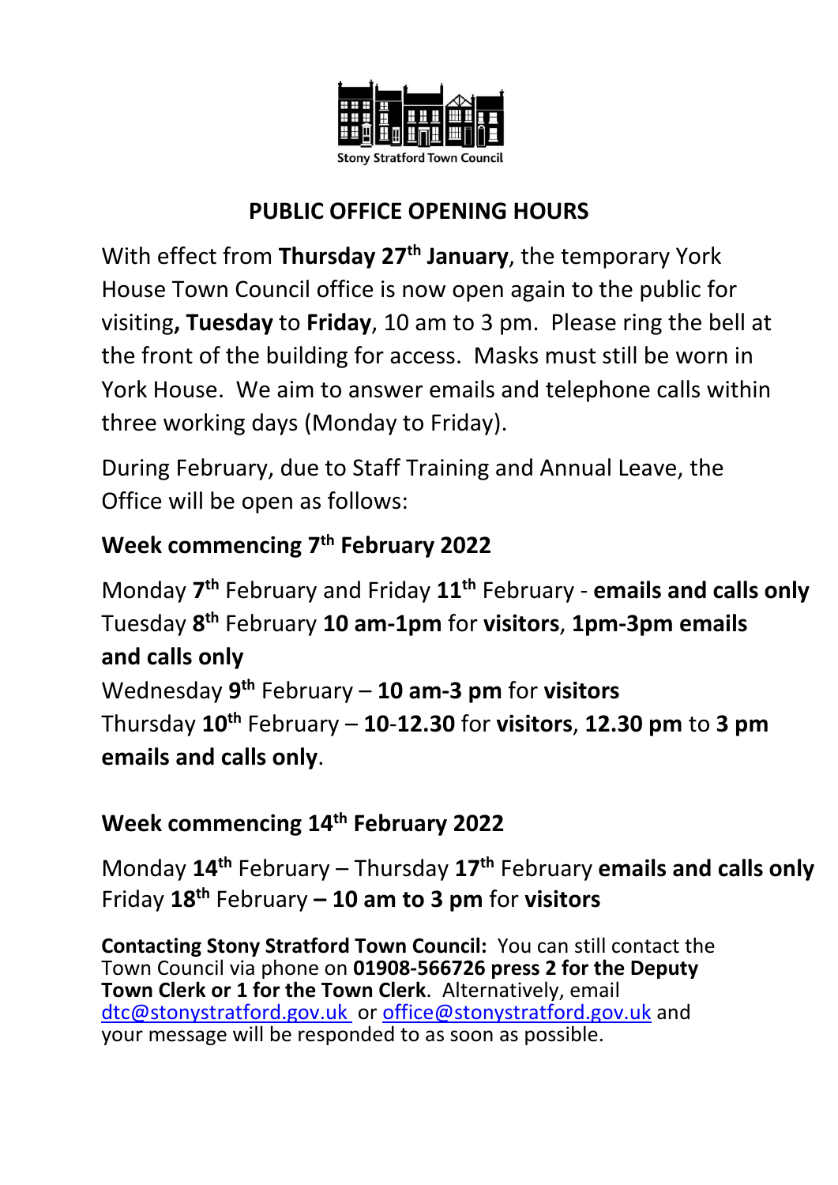Stony Stratford Town Council

# PUBLIC OFFICE OPENING HOURS

With effect from **Thursday 27th January**, the temporary York House Town Council office is now open again to the public for visiting**, Tuesday** to **Friday**, 10 am to 3 pm. Please ring the bell at the front of the building for access. Masks must still be worn in York House. We aim to answer emails and telephone calls within three working days (Monday to Friday).

During February, due to Staff Training and Annual Leave, the Office will be open as follows:

## Week commencing 7th February 2022

Monday **7th** February and Friday **11th** February - **emails and calls only**
Tuesday **8th** February **10 am-1pm** for **visitors**, **1pm-3pm emails and calls only**
Wednesday **9th** February – **10 am-3 pm** for **visitors**
Thursday **10th** February – **10**-**12.30** for **visitors**, **12.30 pm** to **3 pm emails and calls only**.

## Week commencing 14th February 2022

Monday **14th** February – Thursday **17th** February **emails and calls only**
Friday **18th** February **– 10 am to 3 pm** for **visitors**

**Contacting Stony Stratford Town Council:** You can still contact the Town Council via phone on **01908-566726 press 2 for the Deputy Town Clerk or 1 for the Town Clerk**. Alternatively, email dtc@stonystratford.gov.uk or office@stonystratford.gov.uk and your message will be responded to as soon as possible.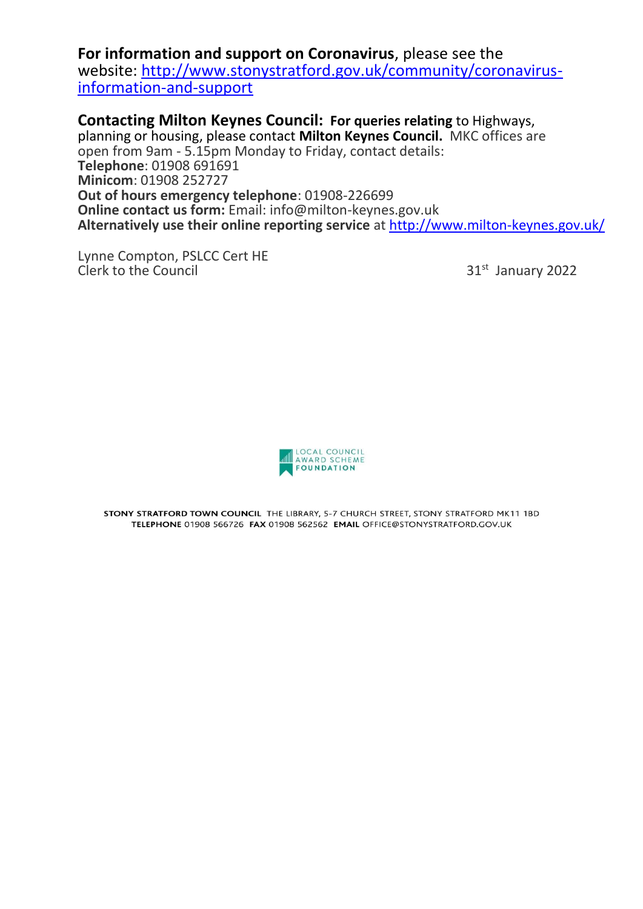**For information and support on Coronavirus**, please see the website: http://www.stonystratford.gov.uk/community/coronavirus-information-and-support

**Contacting Milton Keynes Council: For queries relating** to Highways, planning or housing, please contact **Milton Keynes Council.** MKC offices are open from 9am - 5.15pm Monday to Friday, contact details:
**Telephone**: 01908 691691
**Minicom**: 01908 252727
**Out of hours emergency telephone**: 01908-226699
**Online contact us form:** Email: info@milton-keynes.gov.uk
**Alternatively use their online reporting service** at http://www.milton-keynes.gov.uk/

Lynne Compton, PSLCC Cert HE
Clerk to the Council

31st January 2022

LOCAL COUNCIL AWARD SCHEME FOUNDATION

**STONY STRATFORD TOWN COUNCIL** THE LIBRARY, 5-7 CHURCH STREET, STONY STRATFORD MK11 1BD
**TELEPHONE** 01908 566726 **FAX** 01908 562562 **EMAIL** OFFICE@STONYSTRATFORD.GOV.UK